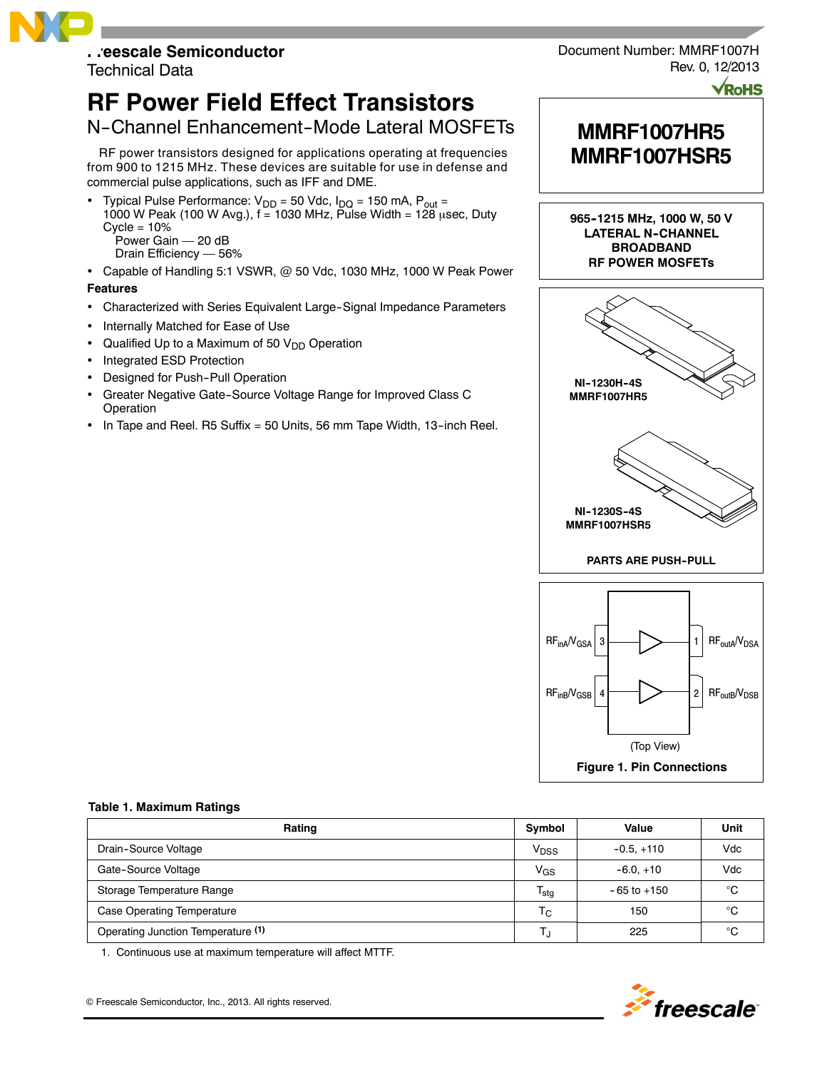Freescale Semiconductor
Technical Data

Document Number: MMRF1007H
Rev. 0, 12/2013

# RF Power Field Effect Transistors

## N-Channel Enhancement-Mode Lateral MOSFETs

**MMRF1007HR5**
**MMRF1007HSR5**

RF power transistors designed for applications operating at frequencies from 900 to 1215 MHz. These devices are suitable for use in defense and commercial pulse applications, such as IFF and DME.

- Typical Pulse Performance: $V_{DD}$ = 50 Vdc, $I_{DQ}$ = 150 mA, $P_{out}$ = 1000 W Peak (100 W Avg.), f = 1030 MHz, Pulse Width = 128 μsec, Duty Cycle = 10%
  Power Gain — 20 dB
  Drain Efficiency — 56%
- Capable of Handling 5:1 VSWR, @ 50 Vdc, 1030 MHz, 1000 W Peak Power

**Features**

- Characterized with Series Equivalent Large-Signal Impedance Parameters
- Internally Matched for Ease of Use
- Qualified Up to a Maximum of 50 $V_{DD}$ Operation
- Integrated ESD Protection
- Designed for Push-Pull Operation
- Greater Negative Gate-Source Voltage Range for Improved Class C Operation
- In Tape and Reel. R5 Suffix = 50 Units, 56 mm Tape Width, 13-inch Reel.

**965-1215 MHz, 1000 W, 50 V LATERAL N-CHANNEL BROADBAND RF POWER MOSFETs**

NI-1230H-4S
MMRF1007HR5

NI-1230S-4S
MMRF1007HSR5

PARTS ARE PUSH-PULL

$RF_{inA}/V_{GSA}$ 3 — 1 $RF_{outA}/V_{DSA}$

$RF_{inB}/V_{GSB}$ 4 — 2 $RF_{outB}/V_{DSB}$

(Top View)

**Figure 1. Pin Connections**

**Table 1. Maximum Ratings**

| Rating | Symbol | Value | Unit |
|---|---|---|---|
| Drain-Source Voltage | $V_{DSS}$ | -0.5, +110 | Vdc |
| Gate-Source Voltage | $V_{GS}$ | -6.0, +10 | Vdc |
| Storage Temperature Range | $T_{stg}$ | - 65 to +150 | °C |
| Case Operating Temperature | $T_C$ | 150 | °C |
| Operating Junction Temperature (1) | $T_J$ | 225 | °C |

1. Continuous use at maximum temperature will affect MTTF.

© Freescale Semiconductor, Inc., 2013. All rights reserved.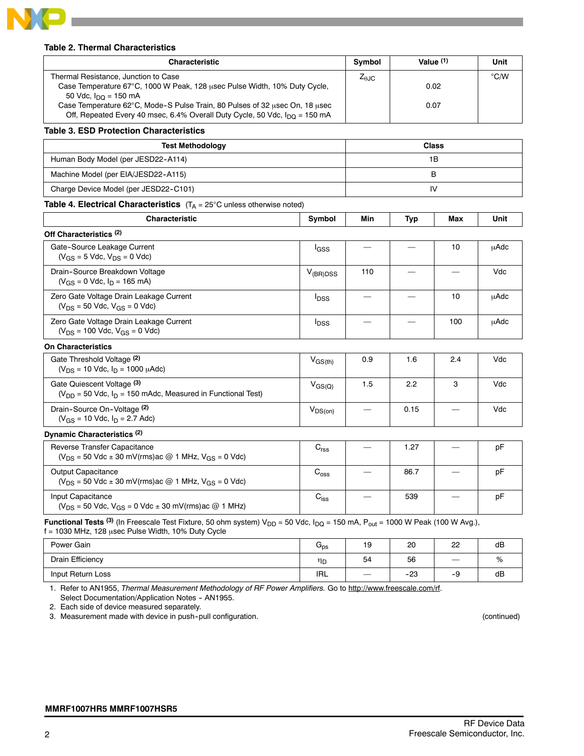**Table 2. Thermal Characteristics**

| Characteristic | Symbol | Value [1] | Unit |
|---|---|---|---|
| Thermal Resistance, Junction to Case<br>Case Temperature 67°C, 1000 W Peak, 128 μsec Pulse Width, 10% Duty Cycle, 50 Vdc, $I_{DQ}$ = 150 mA<br>Case Temperature 62°C, Mode-S Pulse Train, 80 Pulses of 32 μsec On, 18 μsec Off, Repeated Every 40 msec, 6.4% Overall Duty Cycle, 50 Vdc, $I_{DQ}$ = 150 mA | $Z_{\theta JC}$ | <br>0.02<br><br>0.07 | °C/W |

**Table 3. ESD Protection Characteristics**

| Test Methodology | Class |
|---|---|
| Human Body Model (per JESD22-A114) | 1B |
| Machine Model (per EIA/JESD22-A115) | B |
| Charge Device Model (per JESD22-C101) | IV |

**Table 4. Electrical Characteristics** ($T_A$ = 25°C unless otherwise noted)

| Characteristic | Symbol | Min | Typ | Max | Unit |
|---|---|---|---|---|---|
| **Off Characteristics [2]** | | | | | |
| Gate-Source Leakage Current ($V_{GS}$ = 5 Vdc, $V_{DS}$ = 0 Vdc) | $I_{GSS}$ | — | — | 10 | μAdc |
| Drain-Source Breakdown Voltage ($V_{GS}$ = 0 Vdc, $I_D$ = 165 mA) | $V_{(BR)DSS}$ | 110 | — | — | Vdc |
| Zero Gate Voltage Drain Leakage Current ($V_{DS}$ = 50 Vdc, $V_{GS}$ = 0 Vdc) | $I_{DSS}$ | — | — | 10 | μAdc |
| Zero Gate Voltage Drain Leakage Current ($V_{DS}$ = 100 Vdc, $V_{GS}$ = 0 Vdc) | $I_{DSS}$ | — | — | 100 | μAdc |
| **On Characteristics** | | | | | |
| Gate Threshold Voltage [2] ($V_{DS}$ = 10 Vdc, $I_D$ = 1000 μAdc) | $V_{GS(th)}$ | 0.9 | 1.6 | 2.4 | Vdc |
| Gate Quiescent Voltage [3] ($V_{DD}$ = 50 Vdc, $I_D$ = 150 mAdc, Measured in Functional Test) | $V_{GS(Q)}$ | 1.5 | 2.2 | 3 | Vdc |
| Drain-Source On-Voltage [2] ($V_{GS}$ = 10 Vdc, $I_D$ = 2.7 Adc) | $V_{DS(on)}$ | — | 0.15 | — | Vdc |
| **Dynamic Characteristics [2]** | | | | | |
| Reverse Transfer Capacitance ($V_{DS}$ = 50 Vdc ± 30 mV(rms)ac @ 1 MHz, $V_{GS}$ = 0 Vdc) | $C_{rss}$ | — | 1.27 | — | pF |
| Output Capacitance ($V_{DS}$ = 50 Vdc ± 30 mV(rms)ac @ 1 MHz, $V_{GS}$ = 0 Vdc) | $C_{oss}$ | — | 86.7 | — | pF |
| Input Capacitance ($V_{DS}$ = 50 Vdc, $V_{GS}$ = 0 Vdc ± 30 mV(rms)ac @ 1 MHz) | $C_{iss}$ | — | 539 | — | pF |

**Functional Tests [3]** (In Freescale Test Fixture, 50 ohm system) $V_{DD}$ = 50 Vdc, $I_{DQ}$ = 150 mA, $P_{out}$ = 1000 W Peak (100 W Avg.), f = 1030 MHz, 128 μsec Pulse Width, 10% Duty Cycle

| Characteristic | Symbol | Min | Typ | Max | Unit |
|---|---|---|---|---|---|
| Power Gain | $G_{ps}$ | 19 | 20 | 22 | dB |
| Drain Efficiency | $\eta_D$ | 54 | 56 | — | % |
| Input Return Loss | IRL | — | -23 | -9 | dB |

1. Refer to AN1955, *Thermal Measurement Methodology of RF Power Amplifiers.* Go to http://www.freescale.com/rf. Select Documentation/Application Notes - AN1955.
2. Each side of device measured separately.
3. Measurement made with device in push-pull configuration.

(continued)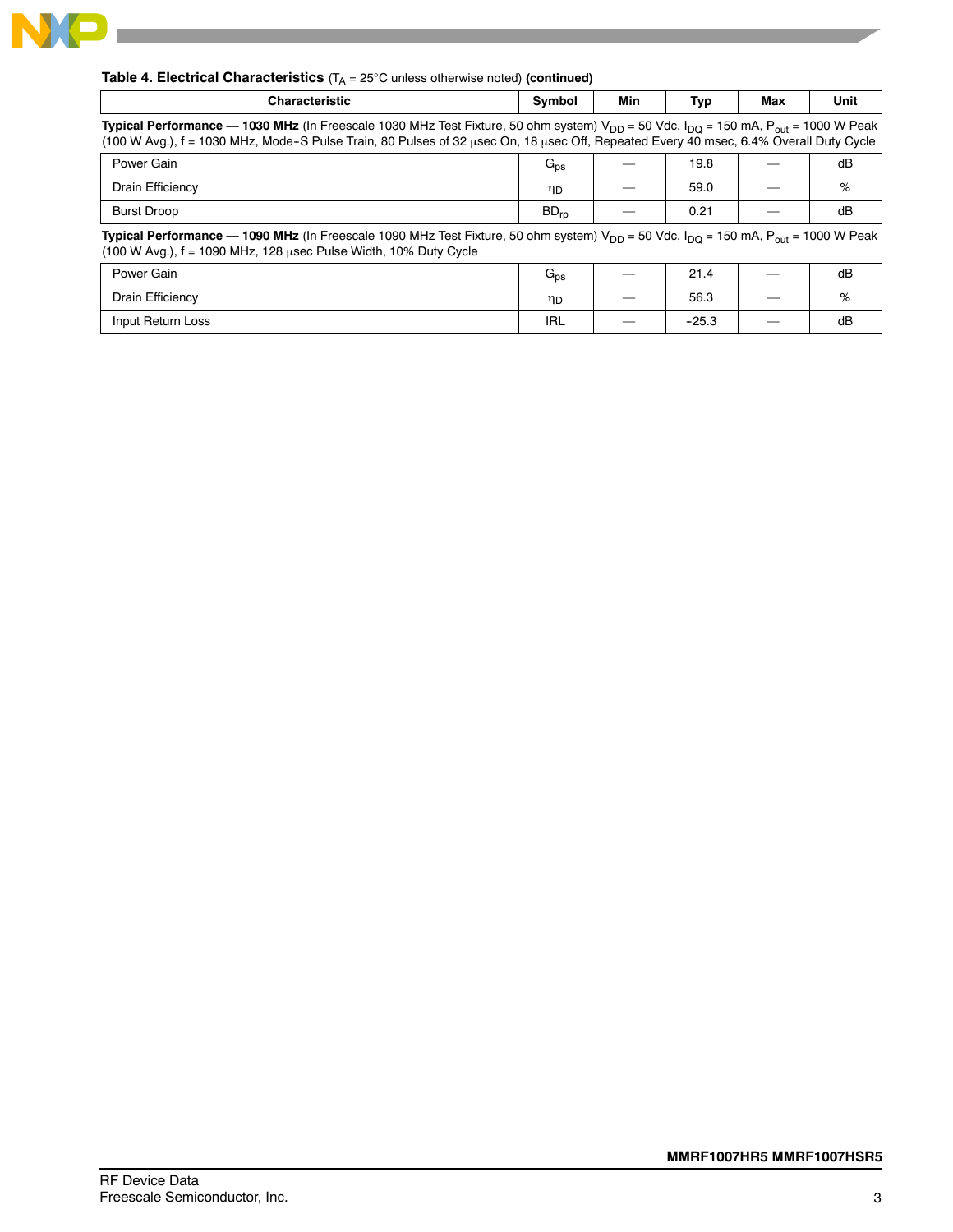**Table 4. Electrical Characteristics** ($T_A$ = 25°C unless otherwise noted) **(continued)**

| Characteristic | Symbol | Min | Typ | Max | Unit |
|---|---|---|---|---|---|
| **Typical Performance — 1030 MHz** (In Freescale 1030 MHz Test Fixture, 50 ohm system) $V_{DD}$ = 50 Vdc, $I_{DQ}$ = 150 mA, $P_{out}$ = 1000 W Peak (100 W Avg.), f = 1030 MHz, Mode-S Pulse Train, 80 Pulses of 32 μsec On, 18 μsec Off, Repeated Every 40 msec, 6.4% Overall Duty Cycle | | | | | |
| Power Gain | $G_{ps}$ | — | 19.8 | — | dB |
| Drain Efficiency | $\eta_D$ | — | 59.0 | — | % |
| Burst Droop | $BD_{rp}$ | — | 0.21 | — | dB |
| **Typical Performance — 1090 MHz** (In Freescale 1090 MHz Test Fixture, 50 ohm system) $V_{DD}$ = 50 Vdc, $I_{DQ}$ = 150 mA, $P_{out}$ = 1000 W Peak (100 W Avg.), f = 1090 MHz, 128 μsec Pulse Width, 10% Duty Cycle | | | | | |
| Power Gain | $G_{ps}$ | — | 21.4 | — | dB |
| Drain Efficiency | $\eta_D$ | — | 56.3 | — | % |
| Input Return Loss | IRL | — | -25.3 | — | dB |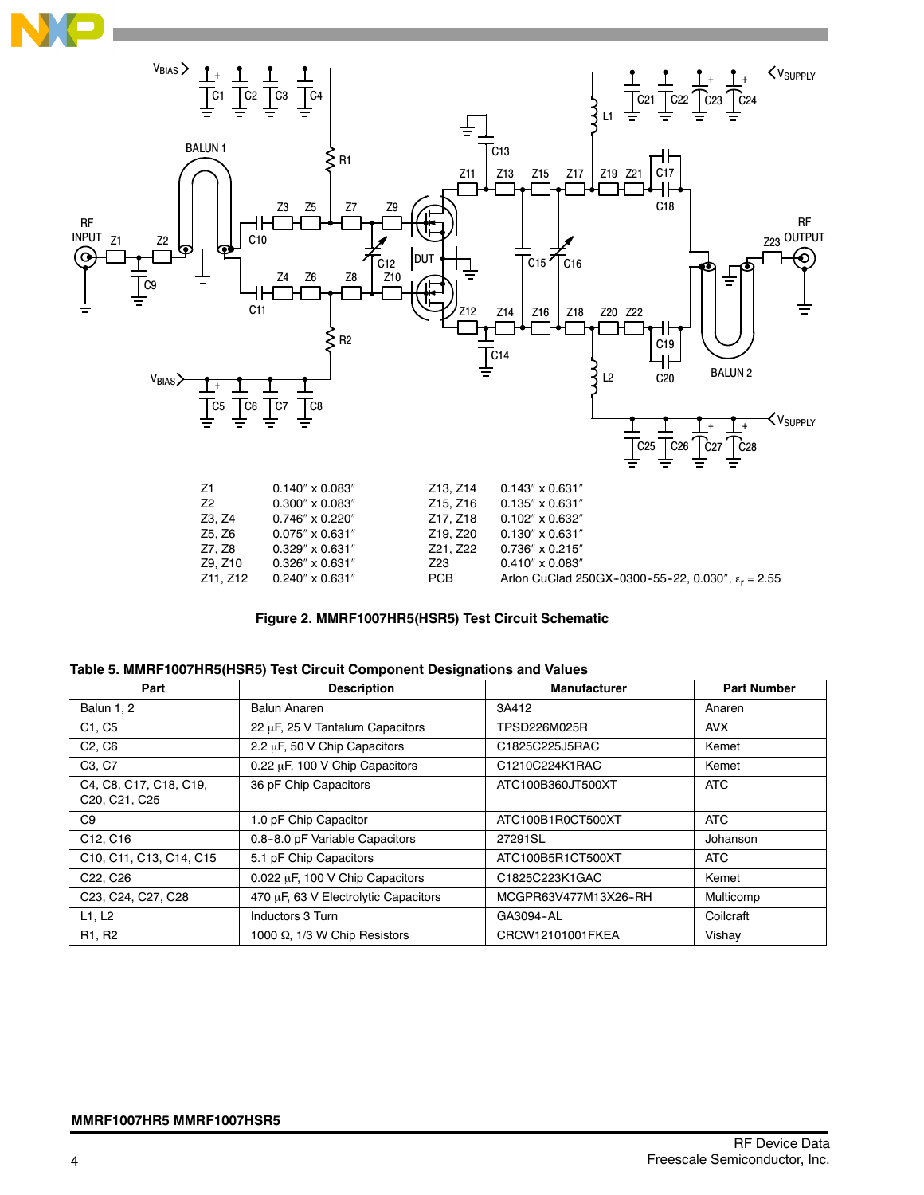| | | | |
|---|---|---|---|
| Z1 | 0.140″ x 0.083″ | Z13, Z14 | 0.143″ x 0.631″ |
| Z2 | 0.300″ x 0.083″ | Z15, Z16 | 0.135″ x 0.631″ |
| Z3, Z4 | 0.746″ x 0.220″ | Z17, Z18 | 0.102″ x 0.632″ |
| Z5, Z6 | 0.075″ x 0.631″ | Z19, Z20 | 0.130″ x 0.631″ |
| Z7, Z8 | 0.329″ x 0.631″ | Z21, Z22 | 0.736″ x 0.215″ |
| Z9, Z10 | 0.326″ x 0.631″ | Z23 | 0.410″ x 0.083″ |
| Z11, Z12 | 0.240″ x 0.631″ | PCB | Arlon CuClad 250GX-0300-55-22, 0.030″, $\varepsilon_r$ = 2.55 |

**Figure 2. MMRF1007HR5(HSR5) Test Circuit Schematic**

**Table 5. MMRF1007HR5(HSR5) Test Circuit Component Designations and Values**

| Part | Description | Manufacturer | Part Number |
|---|---|---|---|
| Balun 1, 2 | Balun Anaren | 3A412 | Anaren |
| C1, C5 | 22 μF, 25 V Tantalum Capacitors | TPSD226M025R | AVX |
| C2, C6 | 2.2 μF, 50 V Chip Capacitors | C1825C225J5RAC | Kemet |
| C3, C7 | 0.22 μF, 100 V Chip Capacitors | C1210C224K1RAC | Kemet |
| C4, C8, C17, C18, C19, C20, C21, C25 | 36 pF Chip Capacitors | ATC100B360JT500XT | ATC |
| C9 | 1.0 pF Chip Capacitor | ATC100B1R0CT500XT | ATC |
| C12, C16 | 0.8-8.0 pF Variable Capacitors | 27291SL | Johanson |
| C10, C11, C13, C14, C15 | 5.1 pF Chip Capacitors | ATC100B5R1CT500XT | ATC |
| C22, C26 | 0.022 μF, 100 V Chip Capacitors | C1825C223K1GAC | Kemet |
| C23, C24, C27, C28 | 470 μF, 63 V Electrolytic Capacitors | MCGPR63V477M13X26-RH | Multicomp |
| L1, L2 | Inductors 3 Turn | GA3094-AL | Coilcraft |
| R1, R2 | 1000 Ω, 1/3 W Chip Resistors | CRCW12101001FKEA | Vishay |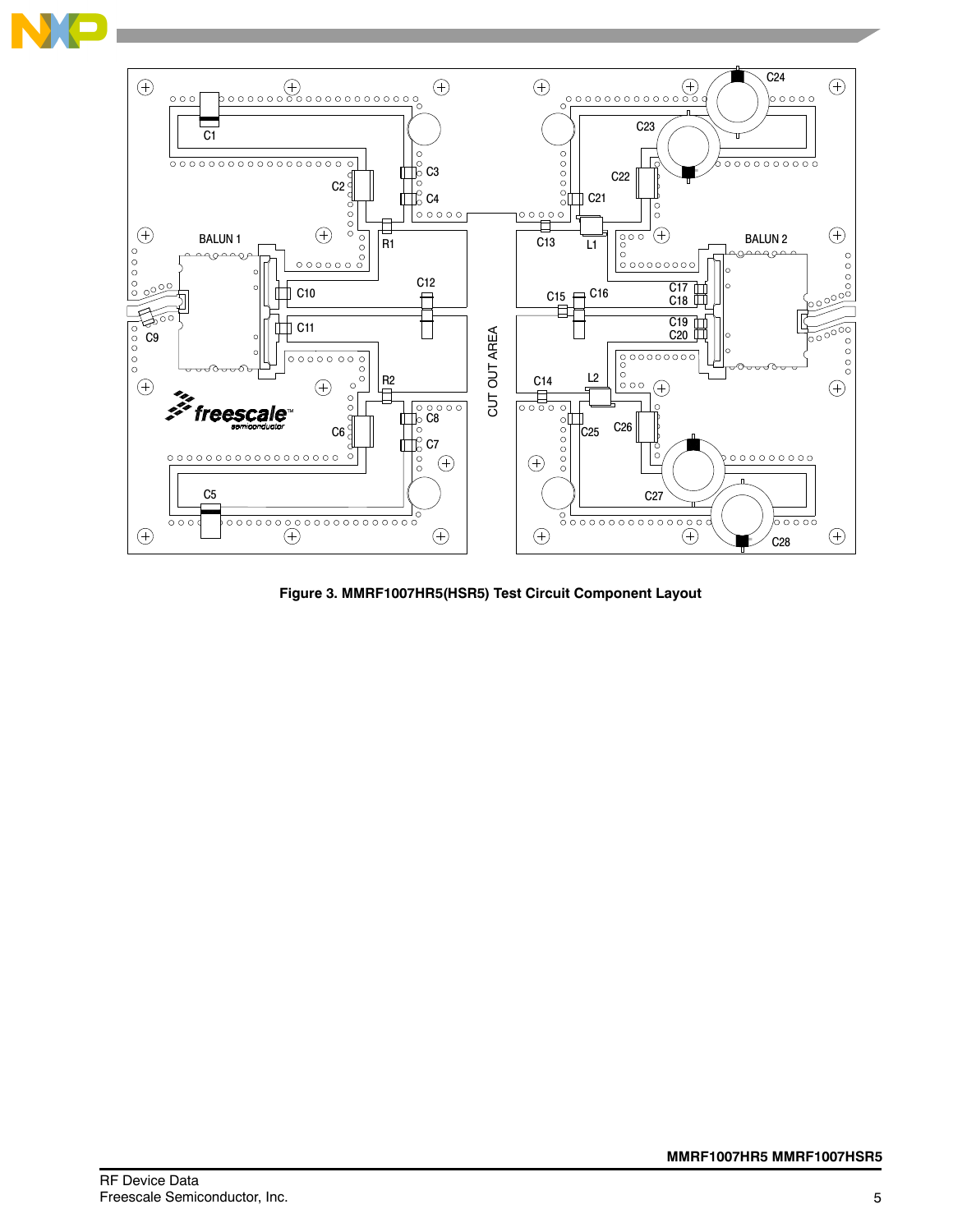Figure 3. MMRF1007HR5(HSR5) Test Circuit Component Layout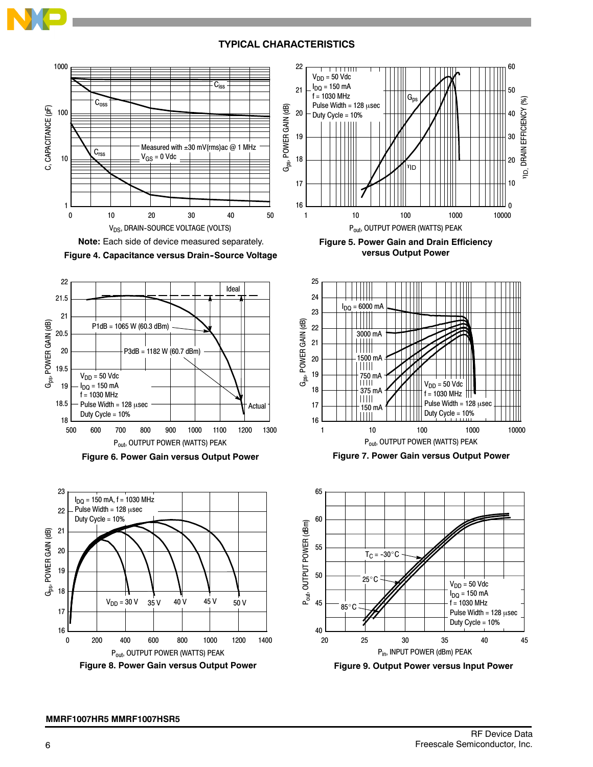## TYPICAL CHARACTERISTICS

**Note:** Each side of device measured separately.

**Figure 4. Capacitance versus Drain-Source Voltage**

**Figure 5. Power Gain and Drain Efficiency versus Output Power**

**Figure 6. Power Gain versus Output Power**

**Figure 7. Power Gain versus Output Power**

**Figure 8. Power Gain versus Output Power**

**Figure 9. Output Power versus Input Power**

MMRF1007HR5 MMRF1007HSR5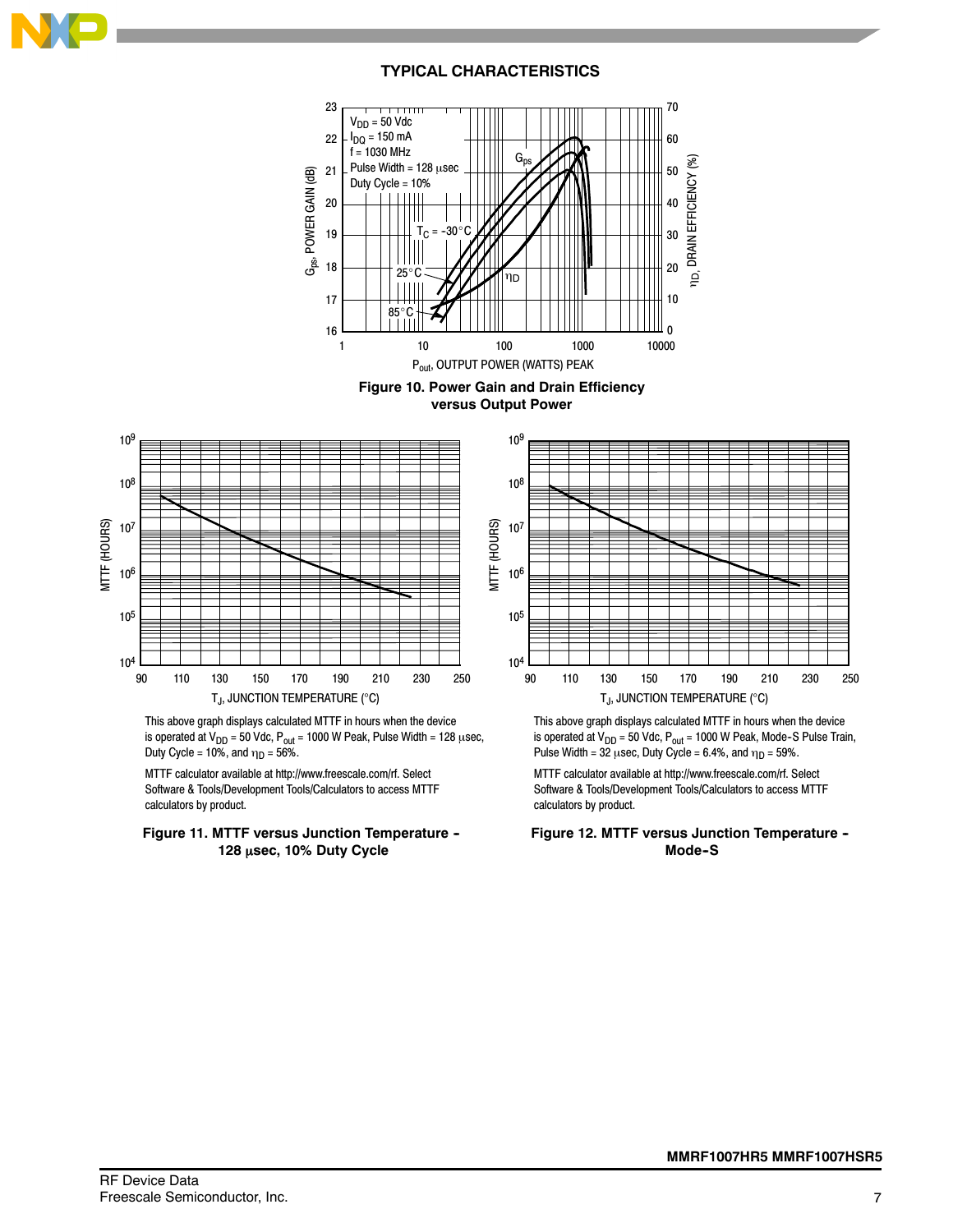## TYPICAL CHARACTERISTICS

Figure 10. Power Gain and Drain Efficiency versus Output Power

This above graph displays calculated MTTF in hours when the device is operated at $V_{DD}$ = 50 Vdc, $P_{out}$ = 1000 W Peak, Pulse Width = 128 μsec, Duty Cycle = 10%, and $\eta_D$ = 56%.

MTTF calculator available at http://www.freescale.com/rf. Select Software & Tools/Development Tools/Calculators to access MTTF calculators by product.

Figure 11. MTTF versus Junction Temperature - 128 μsec, 10% Duty Cycle

This above graph displays calculated MTTF in hours when the device is operated at $V_{DD}$ = 50 Vdc, $P_{out}$ = 1000 W Peak, Mode-S Pulse Train, Pulse Width = 32 μsec, Duty Cycle = 6.4%, and $\eta_D$ = 59%.

MTTF calculator available at http://www.freescale.com/rf. Select Software & Tools/Development Tools/Calculators to access MTTF calculators by product.

Figure 12. MTTF versus Junction Temperature - Mode-S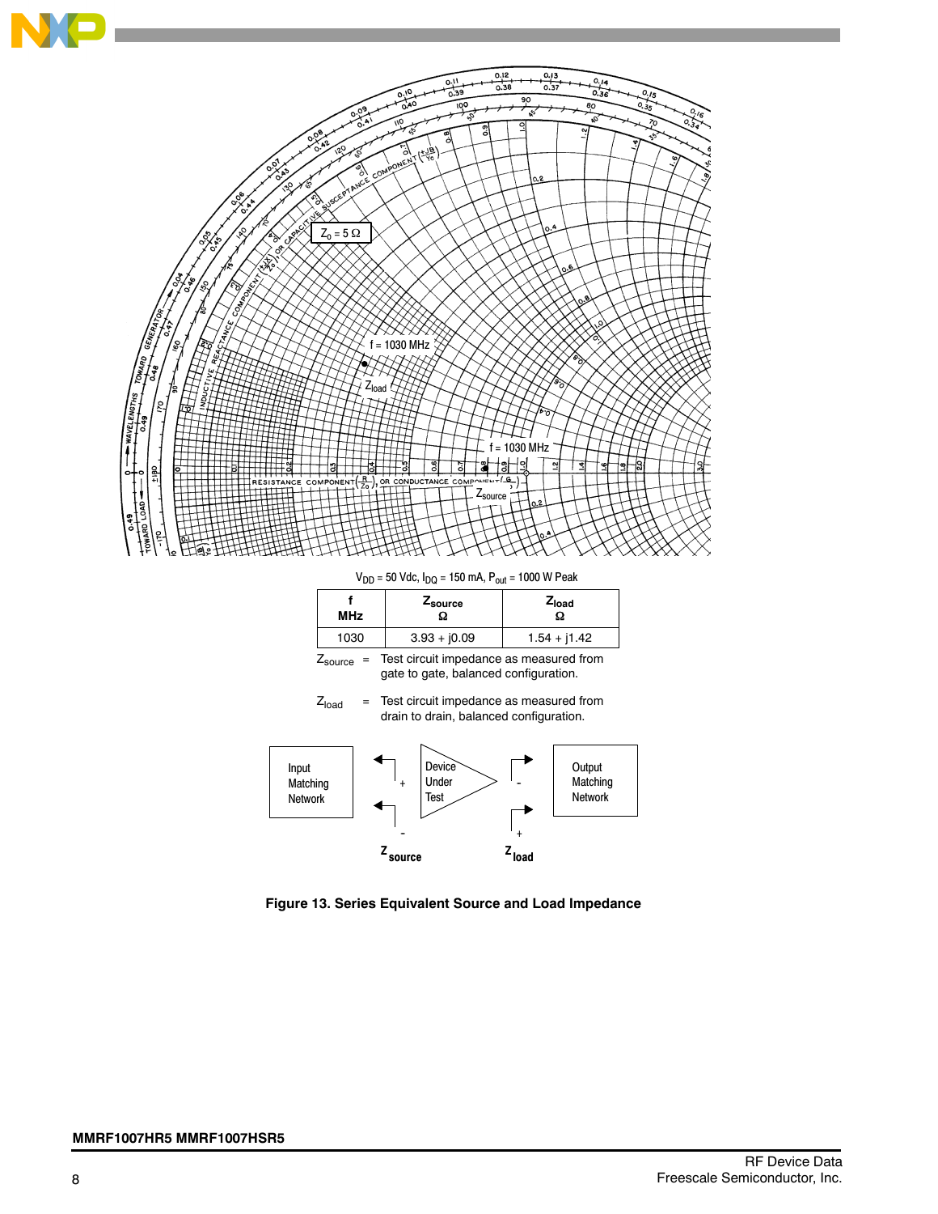$V_{DD}$ = 50 Vdc, $I_{DQ}$ = 150 mA, $P_{out}$ = 1000 W Peak

| f MHz | $Z_{source}$ Ω | $Z_{load}$ Ω |
|---|---|---|
| 1030 | 3.93 + j0.09 | 1.54 + j1.42 |

$Z_{source}$ = Test circuit impedance as measured from gate to gate, balanced configuration.

$Z_{load}$ = Test circuit impedance as measured from drain to drain, balanced configuration.

**Figure 13. Series Equivalent Source and Load Impedance**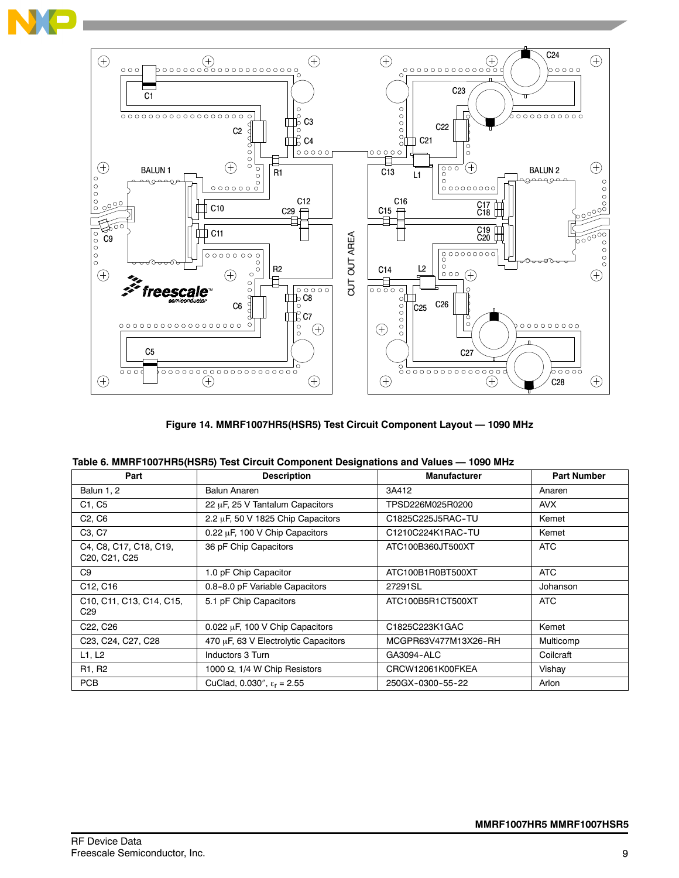**Figure 14. MMRF1007HR5(HSR5) Test Circuit Component Layout — 1090 MHz**

**Table 6. MMRF1007HR5(HSR5) Test Circuit Component Designations and Values — 1090 MHz**

| Part | Description | Manufacturer | Part Number |
|---|---|---|---|
| Balun 1, 2 | Balun Anaren | 3A412 | Anaren |
| C1, C5 | 22 μF, 25 V Tantalum Capacitors | TPSD226M025R0200 | AVX |
| C2, C6 | 2.2 μF, 50 V 1825 Chip Capacitors | C1825C225J5RAC-TU | Kemet |
| C3, C7 | 0.22 μF, 100 V Chip Capacitors | C1210C224K1RAC-TU | Kemet |
| C4, C8, C17, C18, C19, C20, C21, C25 | 36 pF Chip Capacitors | ATC100B360JT500XT | ATC |
| C9 | 1.0 pF Chip Capacitor | ATC100B1R0BT500XT | ATC |
| C12, C16 | 0.8-8.0 pF Variable Capacitors | 27291SL | Johanson |
| C10, C11, C13, C14, C15, C29 | 5.1 pF Chip Capacitors | ATC100B5R1CT500XT | ATC |
| C22, C26 | 0.022 μF, 100 V Chip Capacitors | C1825C223K1GAC | Kemet |
| C23, C24, C27, C28 | 470 μF, 63 V Electrolytic Capacitors | MCGPR63V477M13X26-RH | Multicomp |
| L1, L2 | Inductors 3 Turn | GA3094-ALC | Coilcraft |
| R1, R2 | 1000 Ω, 1/4 W Chip Resistors | CRCW12061K00FKEA | Vishay |
| PCB | CuClad, 0.030″, $\varepsilon_r$ = 2.55 | 250GX-0300-55-22 | Arlon |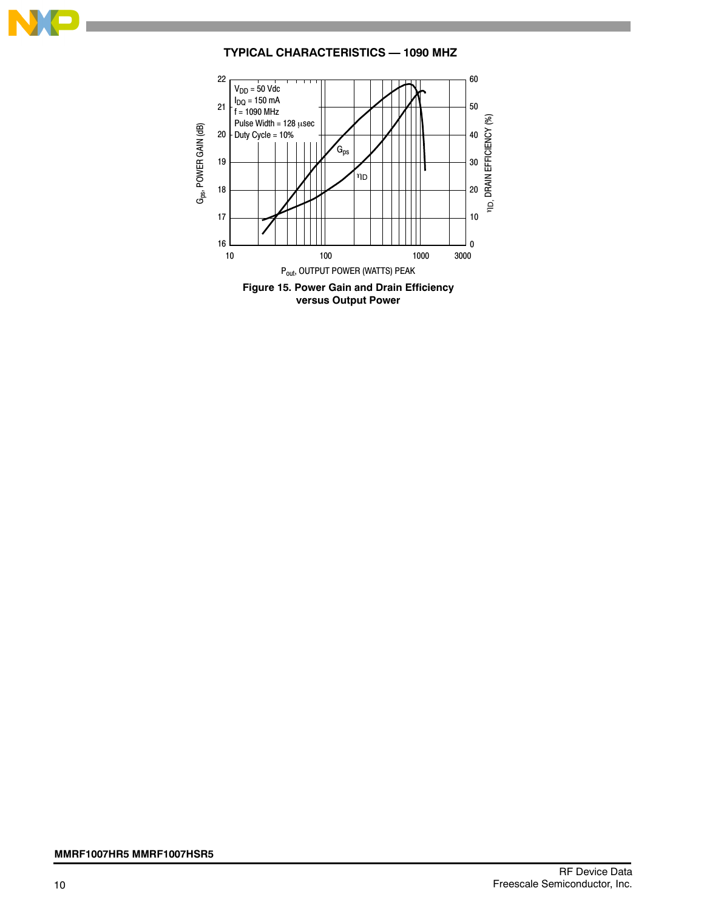## TYPICAL CHARACTERISTICS — 1090 MHZ

**Figure 15. Power Gain and Drain Efficiency versus Output Power**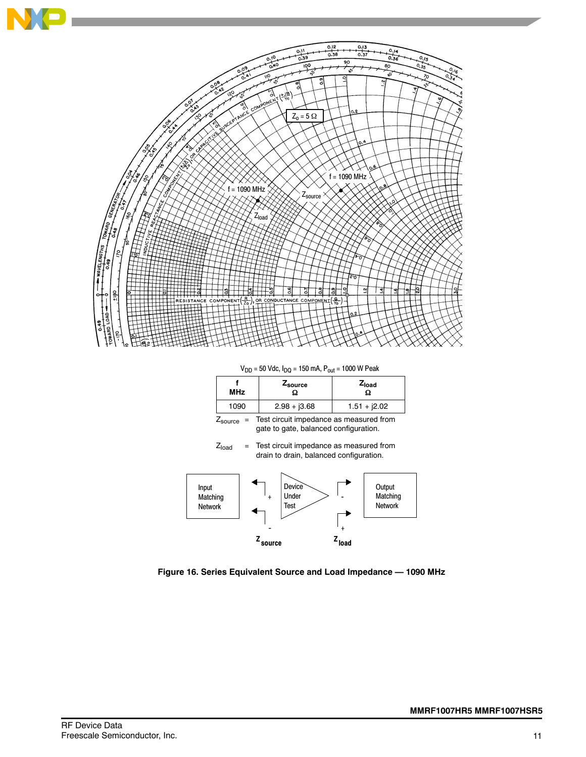$Z_o = 5\ \Omega$

f = 1090 MHz

$Z_{source}$

f = 1090 MHz

$Z_{load}$

$V_{DD}$ = 50 Vdc, $I_{DQ}$ = 150 mA, $P_{out}$ = 1000 W Peak

| f MHz | $Z_{source}$ Ω | $Z_{load}$ Ω |
|---|---|---|
| 1090 | 2.98 + j3.68 | 1.51 + j2.02 |

$Z_{source}$ = Test circuit impedance as measured from gate to gate, balanced configuration.

$Z_{load}$ = Test circuit impedance as measured from drain to drain, balanced configuration.

Input Matching Network

Device Under Test

Output Matching Network

$Z_{source}$

$Z_{load}$

**Figure 16. Series Equivalent Source and Load Impedance — 1090 MHz**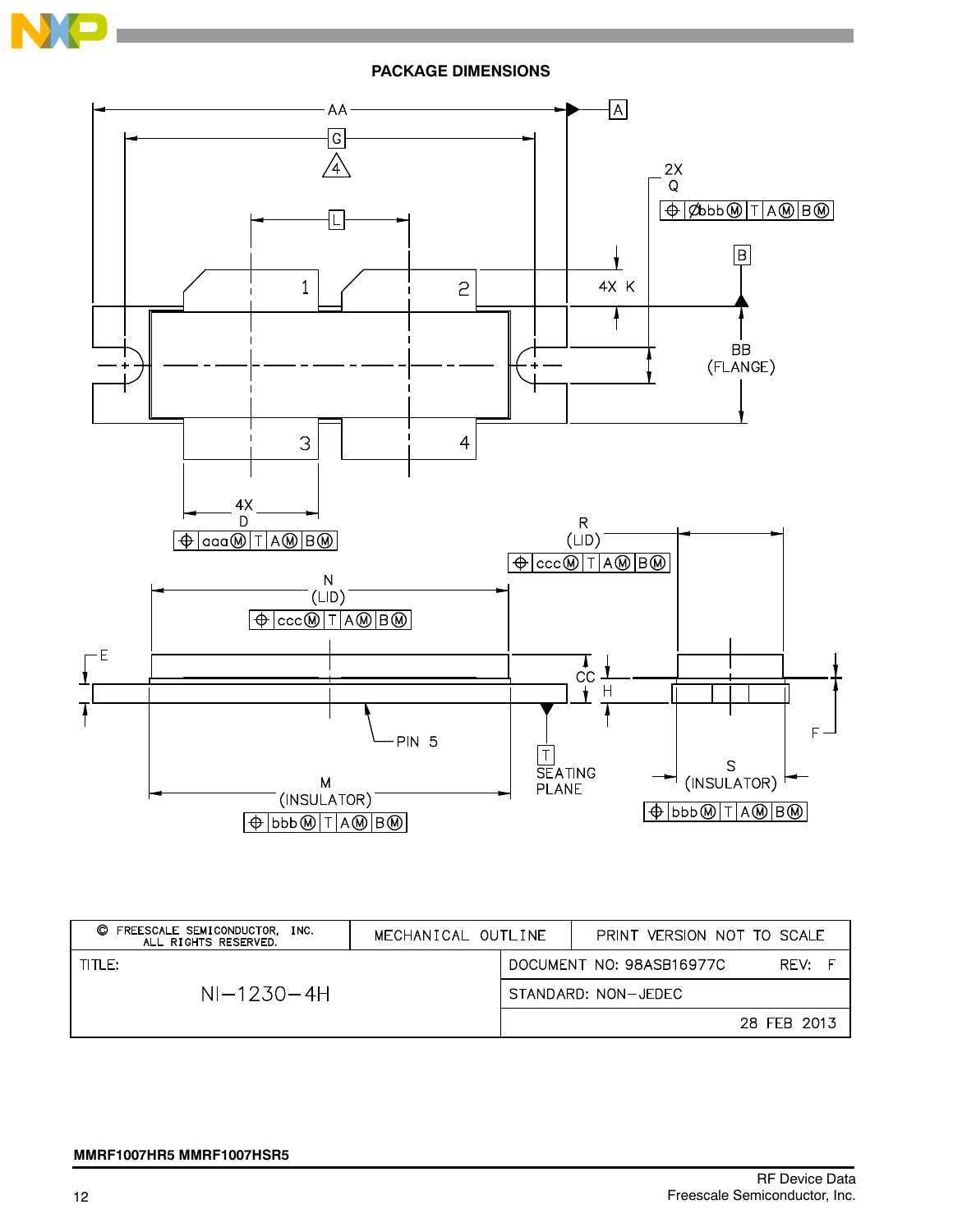## PACKAGE DIMENSIONS

AA

A

G

4

2X
Q

⊕ Øbbb Ⓜ T A Ⓜ B Ⓜ

L

B

1

2

4X K

BB
(FLANGE)

3

4

4X
D

⊕ aaa Ⓜ T A Ⓜ B Ⓜ

R
(LID)

⊕ ccc Ⓜ T A Ⓜ B Ⓜ

N
(LID)

⊕ ccc Ⓜ T A Ⓜ B Ⓜ

E

CC

H

PIN 5

T
SEATING
PLANE

F

M
(INSULATOR)

⊕ bbb Ⓜ T A Ⓜ B Ⓜ

S
(INSULATOR)

⊕ bbb Ⓜ T A Ⓜ B Ⓜ

| © FREESCALE SEMICONDUCTOR, INC. ALL RIGHTS RESERVED. | MECHANICAL OUTLINE | PRINT VERSION NOT TO SCALE |
|---|---|---|
| TITLE: NI−1230−4H | DOCUMENT NO: 98ASB16977C | REV: F |
| | STANDARD: NON−JEDEC | |
| | | 28 FEB 2013 |

MMRF1007HR5 MMRF1007HSR5

RF Device Data
Freescale Semiconductor, Inc.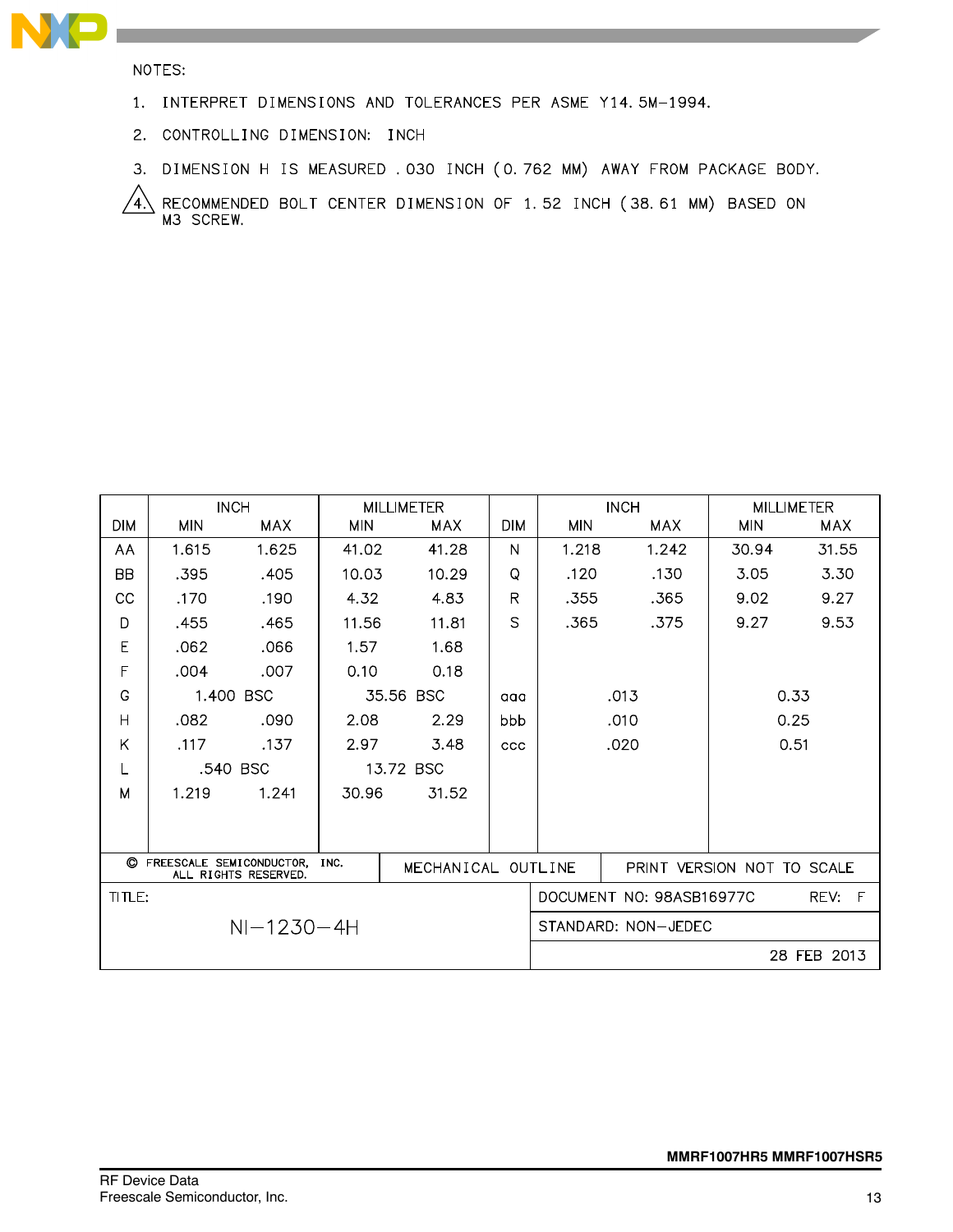NOTES:

1. INTERPRET DIMENSIONS AND TOLERANCES PER ASME Y14.5M-1994.
2. CONTROLLING DIMENSION: INCH
3. DIMENSION H IS MEASURED .030 INCH (0.762 MM) AWAY FROM PACKAGE BODY.
4. RECOMMENDED BOLT CENTER DIMENSION OF 1.52 INCH (38.61 MM) BASED ON M3 SCREW.

| DIM | INCH MIN | INCH MAX | MILLIMETER MIN | MILLIMETER MAX | DIM | INCH MIN | INCH MAX | MILLIMETER MIN | MILLIMETER MAX |
|---|---|---|---|---|---|---|---|---|---|
| AA | 1.615 | 1.625 | 41.02 | 41.28 | N | 1.218 | 1.242 | 30.94 | 31.55 |
| BB | .395 | .405 | 10.03 | 10.29 | Q | .120 | .130 | 3.05 | 3.30 |
| CC | .170 | .190 | 4.32 | 4.83 | R | .355 | .365 | 9.02 | 9.27 |
| D | .455 | .465 | 11.56 | 11.81 | S | .365 | .375 | 9.27 | 9.53 |
| E | .062 | .066 | 1.57 | 1.68 | | | | | |
| F | .004 | .007 | 0.10 | 0.18 | | | | | |
| G | 1.400 BSC | | 35.56 BSC | | aaa | .013 | | 0.33 | |
| H | .082 | .090 | 2.08 | 2.29 | bbb | .010 | | 0.25 | |
| K | .117 | .137 | 2.97 | 3.48 | ccc | .020 | | 0.51 | |
| L | .540 BSC | | 13.72 BSC | | | | | | |
| M | 1.219 | 1.241 | 30.96 | 31.52 | | | | | |

| © FREESCALE SEMICONDUCTOR, INC. ALL RIGHTS RESERVED. | MECHANICAL OUTLINE | PRINT VERSION NOT TO SCALE |
|---|---|---|
| TITLE: NI-1230-4H | DOCUMENT NO: 98ASB16977C | REV: F |
| | STANDARD: NON-JEDEC | 28 FEB 2013 |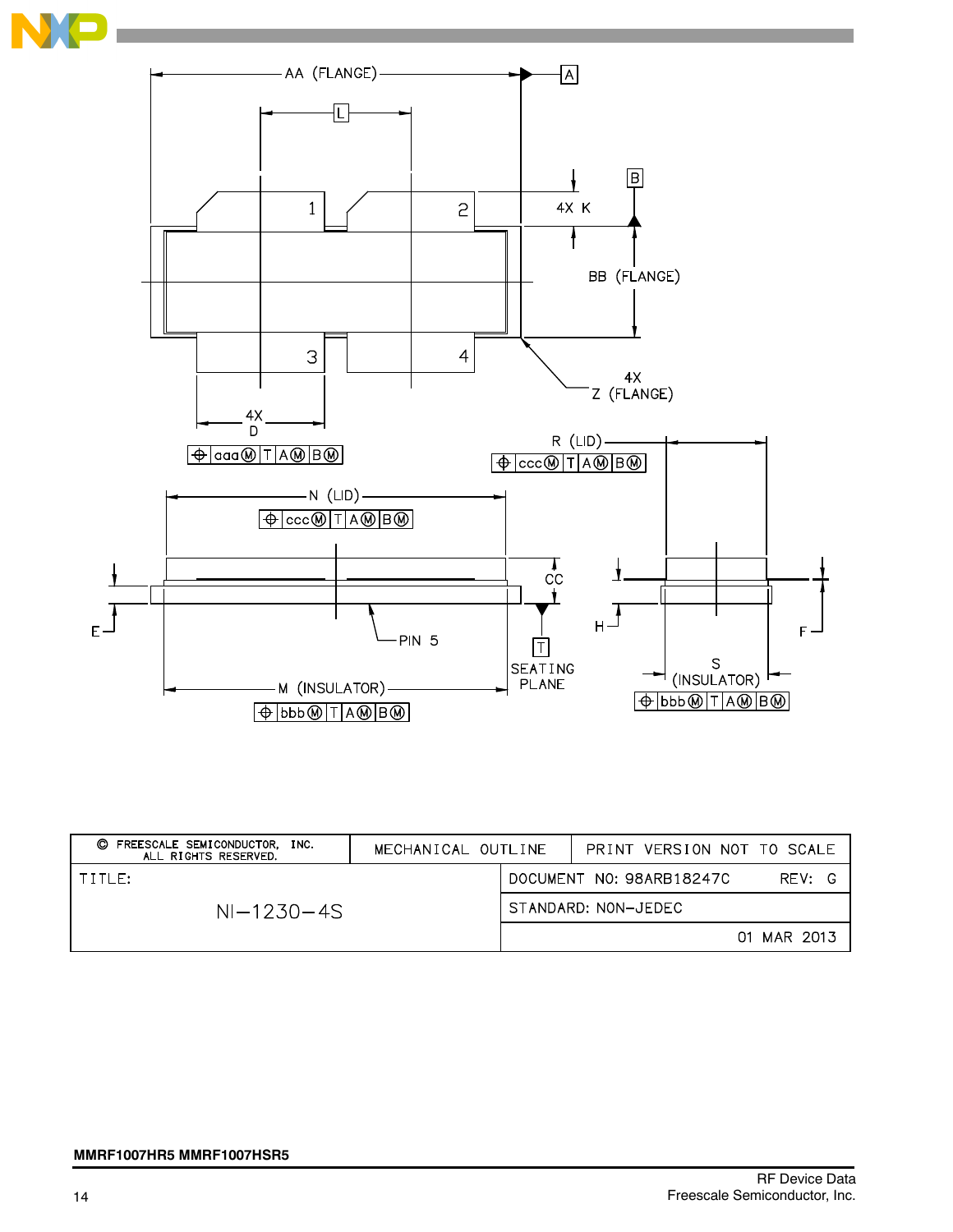AA (FLANGE)

A

L

B

1

2

4X K

BB (FLANGE)

3

4

4X
Z (FLANGE)

4X
D

⊕ aaa Ⓜ T A Ⓜ B Ⓜ

R (LID)

⊕ ccc Ⓜ T A Ⓜ B Ⓜ

N (LID)

⊕ ccc Ⓜ T A Ⓜ B Ⓜ

CC

E

PIN 5

T

SEATING PLANE

H

F

S (INSULATOR)

⊕ bbb Ⓜ T A Ⓜ B Ⓜ

M (INSULATOR)

⊕ bbb Ⓜ T A Ⓜ B Ⓜ

| © FREESCALE SEMICONDUCTOR, INC. ALL RIGHTS RESERVED. | MECHANICAL OUTLINE | PRINT VERSION NOT TO SCALE |
|---|---|---|
| TITLE: NI–1230–4S | DOCUMENT NO: 98ARB18247C | REV: G |
| | STANDARD: NON–JEDEC | |
| | 01 MAR 2013 | |

MMRF1007HR5 MMRF1007HSR5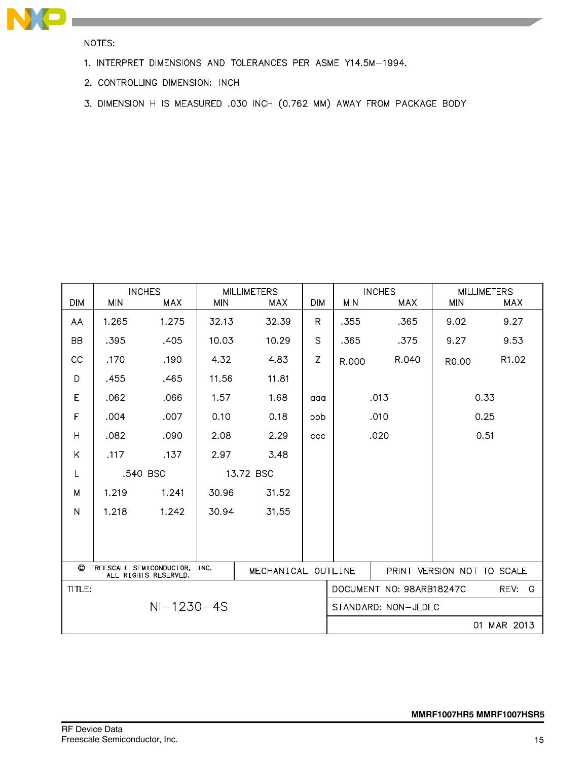NOTES:

1. INTERPRET DIMENSIONS AND TOLERANCES PER ASME Y14.5M−1994.
2. CONTROLLING DIMENSION: INCH
3. DIMENSION H IS MEASURED .030 INCH (0.762 MM) AWAY FROM PACKAGE BODY

| DIM | INCHES | | MILLIMETERS | | DIM | INCHES | | MILLIMETERS | |
|---|---|---|---|---|---|---|---|---|---|
| | MIN | MAX | MIN | MAX | | MIN | MAX | MIN | MAX |
| AA | 1.265 | 1.275 | 32.13 | 32.39 | R | .355 | .365 | 9.02 | 9.27 |
| BB | .395 | .405 | 10.03 | 10.29 | S | .365 | .375 | 9.27 | 9.53 |
| CC | .170 | .190 | 4.32 | 4.83 | Z | R.000 | R.040 | R0.00 | R1.02 |
| D | .455 | .465 | 11.56 | 11.81 | | | | | |
| E | .062 | .066 | 1.57 | 1.68 | aaa | .013 | | 0.33 | |
| F | .004 | .007 | 0.10 | 0.18 | bbb | .010 | | 0.25 | |
| H | .082 | .090 | 2.08 | 2.29 | ccc | .020 | | 0.51 | |
| K | .117 | .137 | 2.97 | 3.48 | | | | | |
| L | .540 BSC | | 13.72 BSC | | | | | | |
| M | 1.219 | 1.241 | 30.96 | 31.52 | | | | | |
| N | 1.218 | 1.242 | 30.94 | 31.55 | | | | | |

| © FREESCALE SEMICONDUCTOR, INC. ALL RIGHTS RESERVED. | MECHANICAL OUTLINE | PRINT VERSION NOT TO SCALE |
|---|---|---|
| TITLE: NI−1230−4S | DOCUMENT NO: 98ARB18247C | REV: G |
| | STANDARD: NON−JEDEC | |
| | | 01 MAR 2013 |

MMRF1007HR5 MMRF1007HSR5

RF Device Data
Freescale Semiconductor, Inc.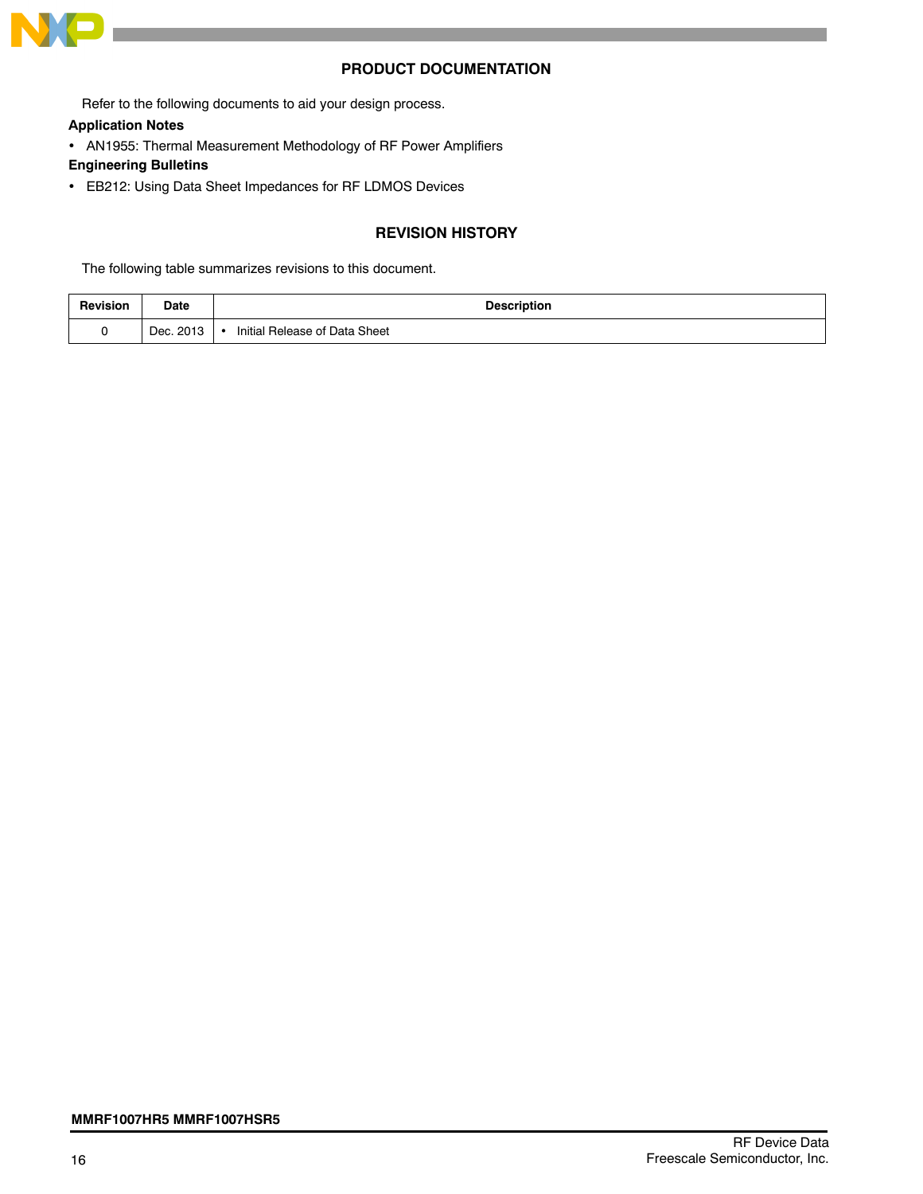## PRODUCT DOCUMENTATION

Refer to the following documents to aid your design process.

**Application Notes**

- AN1955: Thermal Measurement Methodology of RF Power Amplifiers

**Engineering Bulletins**

- EB212: Using Data Sheet Impedances for RF LDMOS Devices

## REVISION HISTORY

The following table summarizes revisions to this document.

| Revision | Date | Description |
|---|---|---|
| 0 | Dec. 2013 | • Initial Release of Data Sheet |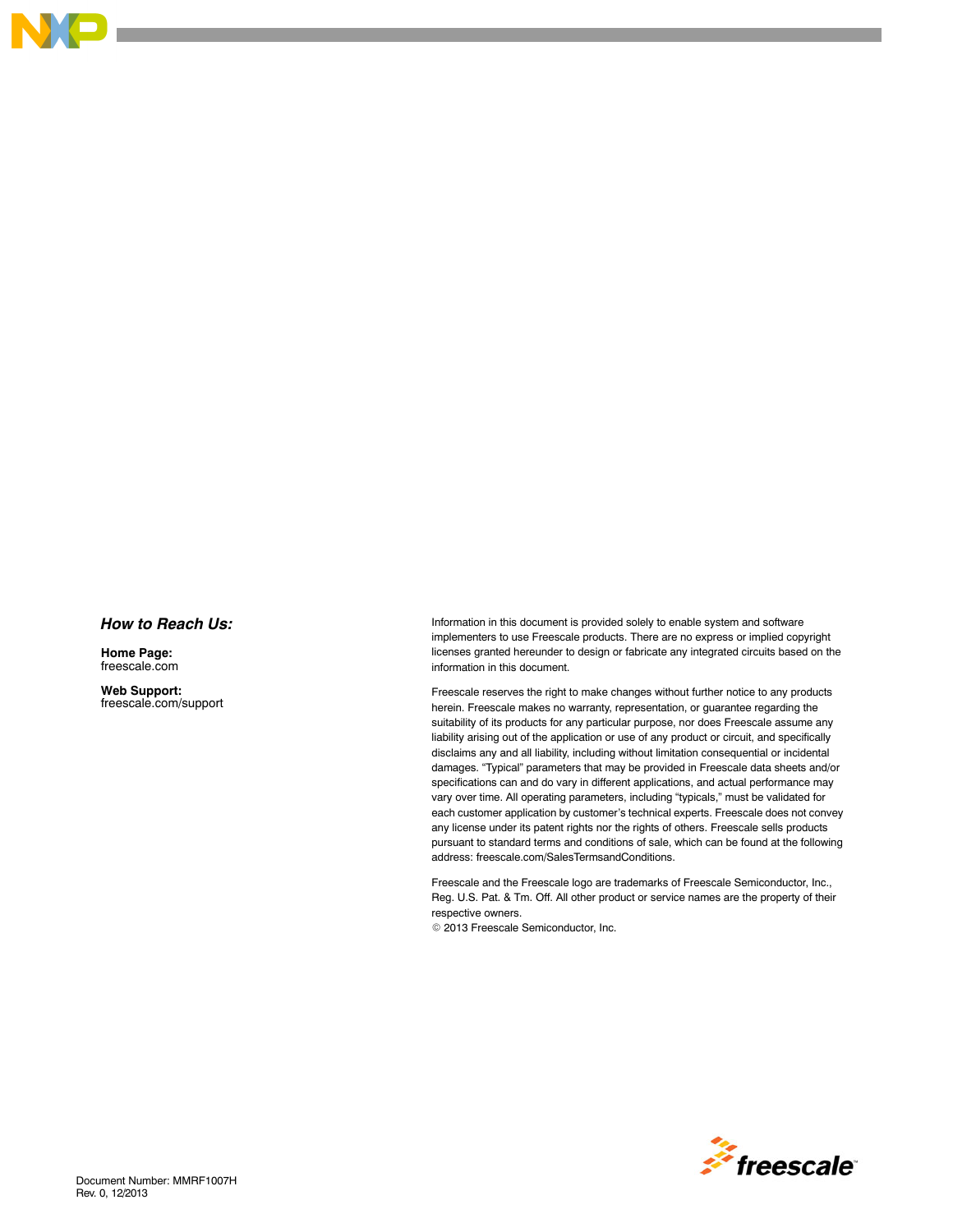## *How to Reach Us:*

**Home Page:**
freescale.com

**Web Support:**
freescale.com/support

Information in this document is provided solely to enable system and software implementers to use Freescale products. There are no express or implied copyright licenses granted hereunder to design or fabricate any integrated circuits based on the information in this document.

Freescale reserves the right to make changes without further notice to any products herein. Freescale makes no warranty, representation, or guarantee regarding the suitability of its products for any particular purpose, nor does Freescale assume any liability arising out of the application or use of any product or circuit, and specifically disclaims any and all liability, including without limitation consequential or incidental damages. "Typical" parameters that may be provided in Freescale data sheets and/or specifications can and do vary in different applications, and actual performance may vary over time. All operating parameters, including "typicals," must be validated for each customer application by customer's technical experts. Freescale does not convey any license under its patent rights nor the rights of others. Freescale sells products pursuant to standard terms and conditions of sale, which can be found at the following address: freescale.com/SalesTermsandConditions.

Freescale and the Freescale logo are trademarks of Freescale Semiconductor, Inc., Reg. U.S. Pat. & Tm. Off. All other product or service names are the property of their respective owners.
© 2013 Freescale Semiconductor, Inc.

Document Number: MMRF1007H
Rev. 0, 12/2013